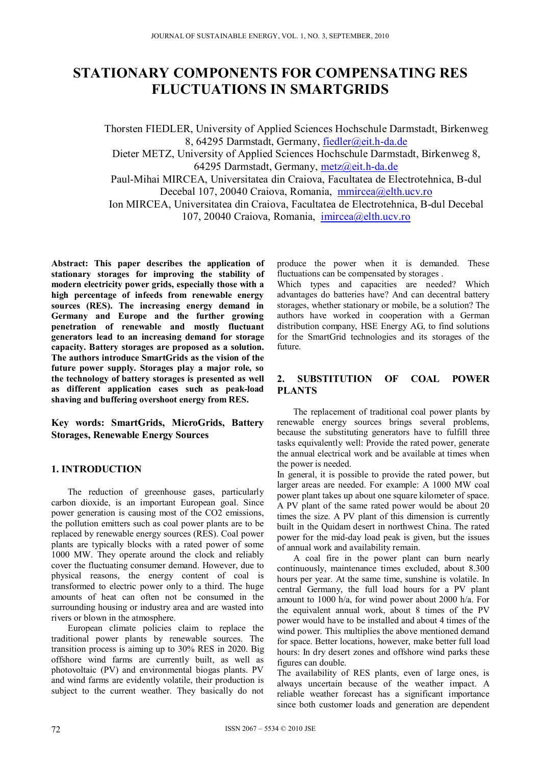# STATIONARY COMPONENTS FOR COMPENSATING RES FLUCTUATIONS IN SMARTGRIDS

Thorsten FIEDLER, University of Applied Sciences Hochschule Darmstadt, Birkenweg 8, 64295 Darmstadt, Germany, fiedler@eit.h-da.de
Dieter METZ, University of Applied Sciences Hochschule Darmstadt, Birkenweg 8, 64295 Darmstadt, Germany, metz@eit.h-da.de
Paul-Mihai MIRCEA, Universitatea din Craiova, Facultatea de Electrotehnica, B-dul Decebal 107, 20040 Craiova, Romania, mmircea@elth.ucv.ro
Ion MIRCEA, Universitatea din Craiova, Facultatea de Electrotehnica, B-dul Decebal 107, 20040 Craiova, Romania, imircea@elth.ucv.ro

**Abstract: This paper describes the application of stationary storages for improving the stability of modern electricity power grids, especially those with a high percentage of infeeds from renewable energy sources (RES). The increasing energy demand in Germany and Europe and the further growing penetration of renewable and mostly fluctuant generators lead to an increasing demand for storage capacity. Battery storages are proposed as a solution. The authors introduce SmartGrids as the vision of the future power supply. Storages play a major role, so the technology of battery storages is presented as well as different application cases such as peak-load shaving and buffering overshoot energy from RES.**

**Key words: SmartGrids, MicroGrids, Battery Storages, Renewable Energy Sources**

## 1. INTRODUCTION

The reduction of greenhouse gases, particularly carbon dioxide, is an important European goal. Since power generation is causing most of the CO2 emissions, the pollution emitters such as coal power plants are to be replaced by renewable energy sources (RES). Coal power plants are typically blocks with a rated power of some 1000 MW. They operate around the clock and reliably cover the fluctuating consumer demand. However, due to physical reasons, the energy content of coal is transformed to electric power only to a third. The huge amounts of heat can often not be consumed in the surrounding housing or industry area and are wasted into rivers or blown in the atmosphere.

European climate policies claim to replace the traditional power plants by renewable sources. The transition process is aiming up to 30% RES in 2020. Big offshore wind farms are currently built, as well as photovoltaic (PV) and environmental biogas plants. PV and wind farms are evidently volatile, their production is subject to the current weather. They basically do not produce the power when it is demanded. These fluctuations can be compensated by storages .

Which types and capacities are needed? Which advantages do batteries have? And can decentral battery storages, whether stationary or mobile, be a solution? The authors have worked in cooperation with a German distribution company, HSE Energy AG, to find solutions for the SmartGrid technologies and its storages of the future.

## 2. SUBSTITUTION OF COAL POWER PLANTS

The replacement of traditional coal power plants by renewable energy sources brings several problems, because the substituting generators have to fulfill three tasks equivalently well: Provide the rated power, generate the annual electrical work and be available at times when the power is needed.

In general, it is possible to provide the rated power, but larger areas are needed. For example: A 1000 MW coal power plant takes up about one square kilometer of space. A PV plant of the same rated power would be about 20 times the size. A PV plant of this dimension is currently built in the Quidam desert in northwest China. The rated power for the mid-day load peak is given, but the issues of annual work and availability remain.

A coal fire in the power plant can burn nearly continuously, maintenance times excluded, about 8.300 hours per year. At the same time, sunshine is volatile. In central Germany, the full load hours for a PV plant amount to 1000 h/a, for wind power about 2000 h/a. For the equivalent annual work, about 8 times of the PV power would have to be installed and about 4 times of the wind power. This multiplies the above mentioned demand for space. Better locations, however, make better full load hours: In dry desert zones and offshore wind parks these figures can double.

The availability of RES plants, even of large ones, is always uncertain because of the weather impact. A reliable weather forecast has a significant importance since both customer loads and generation are dependent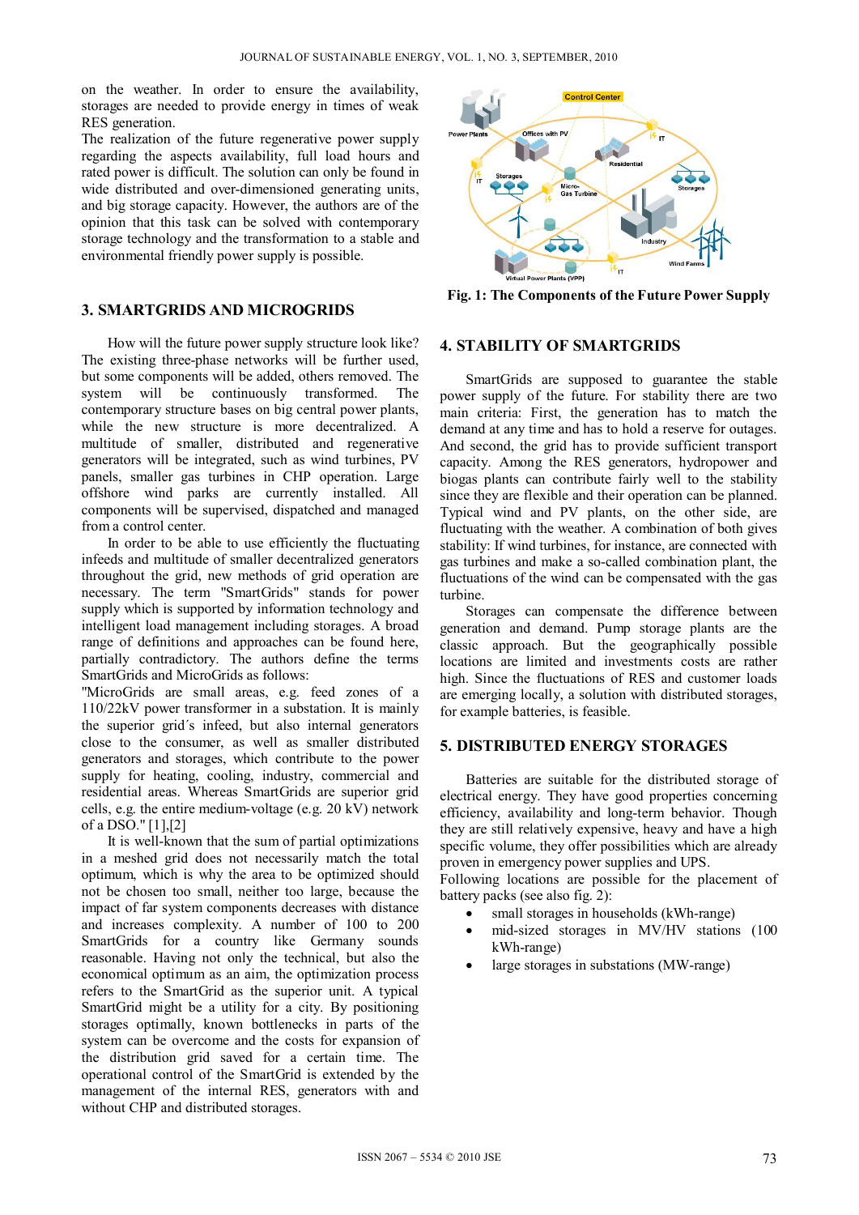on the weather. In order to ensure the availability, storages are needed to provide energy in times of weak RES generation.

The realization of the future regenerative power supply regarding the aspects availability, full load hours and rated power is difficult. The solution can only be found in wide distributed and over-dimensioned generating units, and big storage capacity. However, the authors are of the opinion that this task can be solved with contemporary storage technology and the transformation to a stable and environmental friendly power supply is possible.

## 3. SMARTGRIDS AND MICROGRIDS

How will the future power supply structure look like? The existing three-phase networks will be further used, but some components will be added, others removed. The system will be continuously transformed. The contemporary structure bases on big central power plants, while the new structure is more decentralized. A multitude of smaller, distributed and regenerative generators will be integrated, such as wind turbines, PV panels, smaller gas turbines in CHP operation. Large offshore wind parks are currently installed. All components will be supervised, dispatched and managed from a control center.

In order to be able to use efficiently the fluctuating infeeds and multitude of smaller decentralized generators throughout the grid, new methods of grid operation are necessary. The term "SmartGrids" stands for power supply which is supported by information technology and intelligent load management including storages. A broad range of definitions and approaches can be found here, partially contradictory. The authors define the terms SmartGrids and MicroGrids as follows:

"MicroGrids are small areas, e.g. feed zones of a 110/22kV power transformer in a substation. It is mainly the superior grid´s infeed, but also internal generators close to the consumer, as well as smaller distributed generators and storages, which contribute to the power supply for heating, cooling, industry, commercial and residential areas. Whereas SmartGrids are superior grid cells, e.g. the entire medium-voltage (e.g. 20 kV) network of a DSO." [1],[2]

It is well-known that the sum of partial optimizations in a meshed grid does not necessarily match the total optimum, which is why the area to be optimized should not be chosen too small, neither too large, because the impact of far system components decreases with distance and increases complexity. A number of 100 to 200 SmartGrids for a country like Germany sounds reasonable. Having not only the technical, but also the economical optimum as an aim, the optimization process refers to the SmartGrid as the superior unit. A typical SmartGrid might be a utility for a city. By positioning storages optimally, known bottlenecks in parts of the system can be overcome and the costs for expansion of the distribution grid saved for a certain time. The operational control of the SmartGrid is extended by the management of the internal RES, generators with and without CHP and distributed storages.

Control Center
Power Plants
Offices with PV
IT
Residential
Storages
Micro-Gas Turbine
Storages
Industry
Wind Farms
IT
Virtual Power Plants (VPP)

**Fig. 1: The Components of the Future Power Supply**

## 4. STABILITY OF SMARTGRIDS

SmartGrids are supposed to guarantee the stable power supply of the future. For stability there are two main criteria: First, the generation has to match the demand at any time and has to hold a reserve for outages. And second, the grid has to provide sufficient transport capacity. Among the RES generators, hydropower and biogas plants can contribute fairly well to the stability since they are flexible and their operation can be planned. Typical wind and PV plants, on the other side, are fluctuating with the weather. A combination of both gives stability: If wind turbines, for instance, are connected with gas turbines and make a so-called combination plant, the fluctuations of the wind can be compensated with the gas turbine.

Storages can compensate the difference between generation and demand. Pump storage plants are the classic approach. But the geographically possible locations are limited and investments costs are rather high. Since the fluctuations of RES and customer loads are emerging locally, a solution with distributed storages, for example batteries, is feasible.

## 5. DISTRIBUTED ENERGY STORAGES

Batteries are suitable for the distributed storage of electrical energy. They have good properties concerning efficiency, availability and long-term behavior. Though they are still relatively expensive, heavy and have a high specific volume, they offer possibilities which are already proven in emergency power supplies and UPS.

Following locations are possible for the placement of battery packs (see also fig. 2):

- small storages in households (kWh-range)
- mid-sized storages in MV/HV stations (100 kWh-range)
- large storages in substations (MW-range)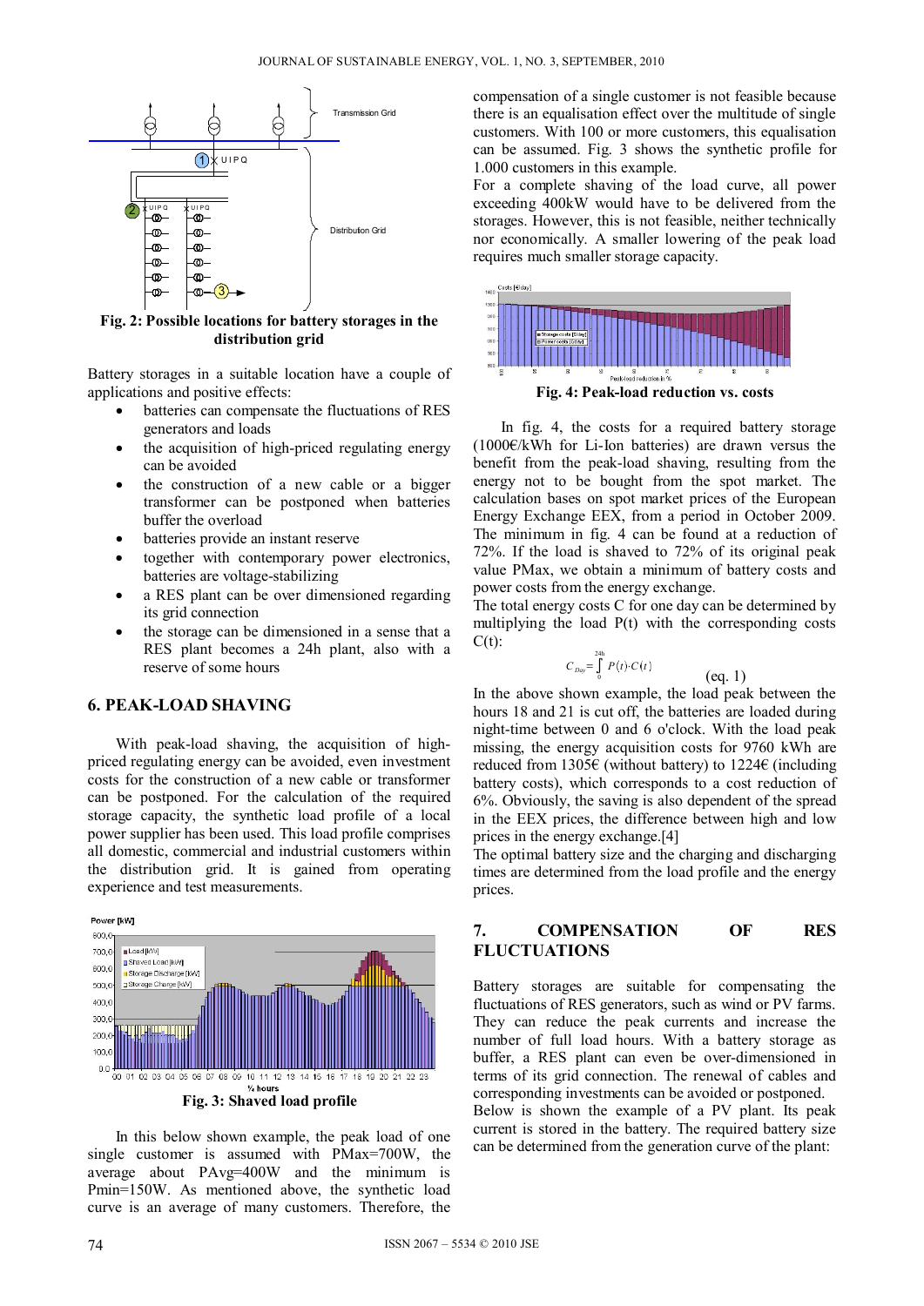Transmission Grid

UIPQ

UIPQ

UIPQ

Distribution Grid

**Fig. 2: Possible locations for battery storages in the distribution grid**

Battery storages in a suitable location have a couple of applications and positive effects:

- batteries can compensate the fluctuations of RES generators and loads
- the acquisition of high-priced regulating energy can be avoided
- the construction of a new cable or a bigger transformer can be postponed when batteries buffer the overload
- batteries provide an instant reserve
- together with contemporary power electronics, batteries are voltage-stabilizing
- a RES plant can be over dimensioned regarding its grid connection
- the storage can be dimensioned in a sense that a RES plant becomes a 24h plant, also with a reserve of some hours

## 6. PEAK-LOAD SHAVING

With peak-load shaving, the acquisition of high-priced regulating energy can be avoided, even investment costs for the construction of a new cable or transformer can be postponed. For the calculation of the required storage capacity, the synthetic load profile of a local power supplier has been used. This load profile comprises all domestic, commercial and industrial customers within the distribution grid. It is gained from operating experience and test measurements.

Power [kW]

Load [kW]
Shaved Load [kW]
Storage Discharge [kW]
Storage Charge [kW]

¼ hours

**Fig. 3: Shaved load profile**

In this below shown example, the peak load of one single customer is assumed with PMax=700W, the average about PAvg=400W and the minimum is Pmin=150W. As mentioned above, the synthetic load curve is an average of many customers. Therefore, the compensation of a single customer is not feasible because there is an equalisation effect over the multitude of single customers. With 100 or more customers, this equalisation can be assumed. Fig. 3 shows the synthetic profile for 1.000 customers in this example.

For a complete shaving of the load curve, all power exceeding 400kW would have to be delivered from the storages. However, this is not feasible, neither technically nor economically. A smaller lowering of the peak load requires much smaller storage capacity.

Costs [€/day]

Storage costs [€/day]
Power costs [€/day]

Peak-load reduction in %

**Fig. 4: Peak-load reduction vs. costs**

In fig. 4, the costs for a required battery storage (1000€/kWh for Li-Ion batteries) are drawn versus the benefit from the peak-load shaving, resulting from the energy not to be bought from the spot market. The calculation bases on spot market prices of the European Energy Exchange EEX, from a period in October 2009. The minimum in fig. 4 can be found at a reduction of 72%. If the load is shaved to 72% of its original peak value PMax, we obtain a minimum of battery costs and power costs from the energy exchange.

The total energy costs C for one day can be determined by multiplying the load P(t) with the corresponding costs C(t):

$$C_{Day} = \int_{0}^{24h} P(t) \cdot C(t) \qquad \text{(eq. 1)}$$

In the above shown example, the load peak between the hours 18 and 21 is cut off, the batteries are loaded during night-time between 0 and 6 o'clock. With the load peak missing, the energy acquisition costs for 9760 kWh are reduced from 1305€ (without battery) to 1224€ (including battery costs), which corresponds to a cost reduction of 6%. Obviously, the saving is also dependent of the spread in the EEX prices, the difference between high and low prices in the energy exchange.[4]

The optimal battery size and the charging and discharging times are determined from the load profile and the energy prices.

## 7. COMPENSATION OF RES FLUCTUATIONS

Battery storages are suitable for compensating the fluctuations of RES generators, such as wind or PV farms. They can reduce the peak currents and increase the number of full load hours. With a battery storage as buffer, a RES plant can even be over-dimensioned in terms of its grid connection. The renewal of cables and corresponding investments can be avoided or postponed.

Below is shown the example of a PV plant. Its peak current is stored in the battery. The required battery size can be determined from the generation curve of the plant: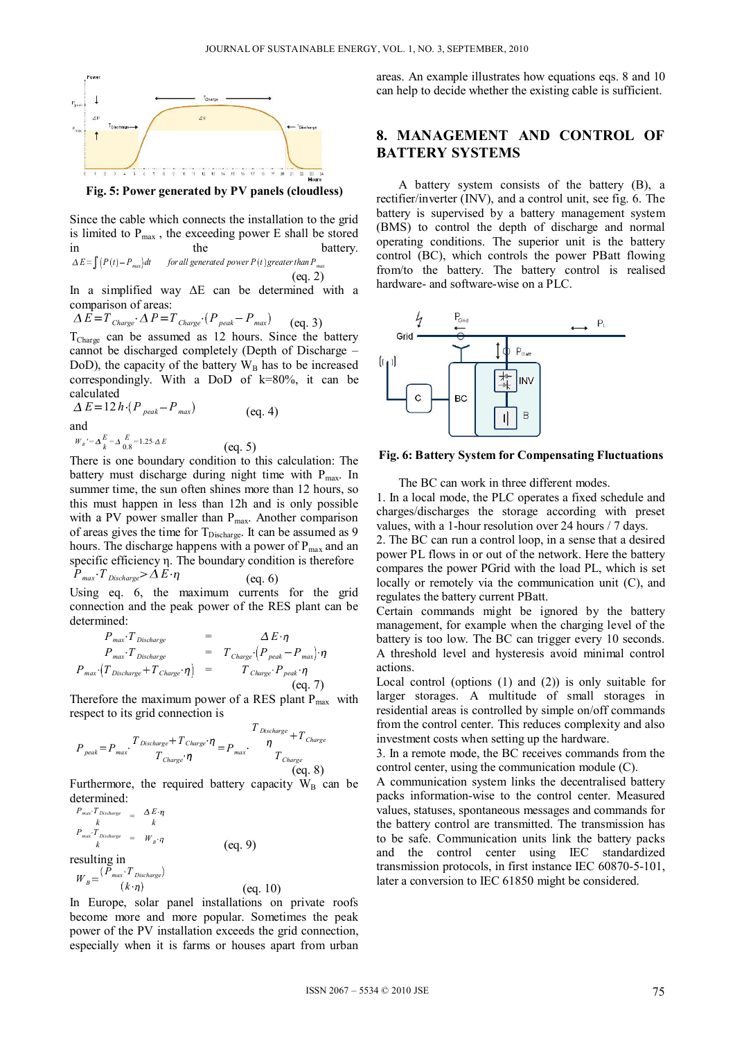Power

$P_{peak}$

$\Delta P$

$P_{max}$

$T_{Charge}$

$\Delta E$

$T_{Discharge}$

$T_{Discharge}$

0 1 2 3 4 5 6 7 8 9 10 11 12 13 14 15 16 17 18 19 20 21 22 23 24

Hours

**Fig. 5: Power generated by PV panels (cloudless)**

Since the cable which connects the installation to the grid is limited to $P_{max}$ , the exceeding power E shall be stored in the battery.

$$\Delta E = \int (P(t) - P_{max}) dt \quad \text{for all generated power } P(t) \text{ greater than } P_{max} \qquad \text{(eq. 2)}$$

In a simplified way ΔE can be determined with a comparison of areas:

$$\Delta E = T_{Charge} \cdot \Delta P = T_{Charge} \cdot (P_{peak} - P_{max}) \qquad \text{(eq. 3)}$$

$T_{Charge}$ can be assumed as 12 hours. Since the battery cannot be discharged completely (Depth of Discharge – DoD), the capacity of the battery $W_B$ has to be increased correspondingly. With a DoD of k=80%, it can be calculated

$$\Delta E = 12h \cdot (P_{peak} - P_{max}) \qquad \text{(eq. 4)}$$

and

$$W_B' = \Delta \frac{E}{k} = \Delta \frac{E}{0.8} = 1.25 \cdot \Delta E \qquad \text{(eq. 5)}$$

There is one boundary condition to this calculation: The battery must discharge during night time with $P_{max}$. In summer time, the sun often shines more than 12 hours, so this must happen in less than 12h and is only possible with a PV power smaller than $P_{max}$. Another comparison of areas gives the time for $T_{Discharge}$. It can be assumed as 9 hours. The discharge happens with a power of $P_{max}$ and an specific efficiency η. The boundary condition is therefore

$$P_{max} \cdot T_{Discharge} > \Delta E \cdot \eta \qquad \text{(eq. 6)}$$

Using eq. 6, the maximum currents for the grid connection and the peak power of the RES plant can be determined:

$$\begin{aligned} P_{max} \cdot T_{Discharge} &= \Delta E \cdot \eta \\ P_{max} \cdot T_{Discharge} &= T_{Charge} \cdot (P_{peak} - P_{max}) \cdot \eta \\ P_{max} \cdot (T_{Discharge} + T_{Charge} \cdot \eta) &= T_{Charge} \cdot P_{peak} \cdot \eta \end{aligned} \qquad \text{(eq. 7)}$$

Therefore the maximum power of a RES plant $P_{max}$ with respect to its grid connection is

$$P_{peak} = P_{max} \cdot \frac{T_{Discharge} + T_{Charge} \cdot \eta}{T_{Charge} \cdot \eta} = P_{max} \cdot \frac{\frac{T_{Discharge}}{\eta} + T_{Charge}}{T_{Charge}} \qquad \text{(eq. 8)}$$

Furthermore, the required battery capacity $W_B$ can be determined:

$$\begin{aligned} \frac{P_{max} \cdot T_{Discharge}}{k} &= \frac{\Delta E \cdot \eta}{k} \\ \frac{P_{max} \cdot T_{Discharge}}{k} &= W_B \cdot \eta \end{aligned} \qquad \text{(eq. 9)}$$

resulting in

$$W_B = \frac{(P_{max} \cdot T_{Discharge})}{(k \cdot \eta)} \qquad \text{(eq. 10)}$$

In Europe, solar panel installations on private roofs become more and more popular. Sometimes the peak power of the PV installation exceeds the grid connection, especially when it is farms or houses apart from urban areas. An example illustrates how equations eqs. 8 and 10 can help to decide whether the existing cable is sufficient.

## 8. MANAGEMENT AND CONTROL OF BATTERY SYSTEMS

A battery system consists of the battery (B), a rectifier/inverter (INV), and a control unit, see fig. 6. The battery is supervised by a battery management system (BMS) to control the depth of discharge and normal operating conditions. The superior unit is the battery control (BC), which controls the power PBatt flowing from/to the battery. The battery control is realised hardware- and software-wise on a PLC.

Grid

$P_{Grid}$

$P_L$

$P_{Batt}$

C

BC

INV

B

**Fig. 6: Battery System for Compensating Fluctuations**

The BC can work in three different modes.

1. In a local mode, the PLC operates a fixed schedule and charges/discharges the storage according with preset values, with a 1-hour resolution over 24 hours / 7 days.
2. The BC can run a control loop, in a sense that a desired power PL flows in or out of the network. Here the battery compares the power PGrid with the load PL, which is set locally or remotely via the communication unit (C), and regulates the battery current PBatt.

Certain commands might be ignored by the battery management, for example when the charging level of the battery is too low. The BC can trigger every 10 seconds. A threshold level and hysteresis avoid minimal control actions.

Local control (options (1) and (2)) is only suitable for larger storages. A multitude of small storages in residential areas is controlled by simple on/off commands from the control center. This reduces complexity and also investment costs when setting up the hardware.

3. In a remote mode, the BC receives commands from the control center, using the communication module (C).

A communication system links the decentralised battery packs information-wise to the control center. Measured values, statuses, spontaneous messages and commands for the battery control are transmitted. The transmission has to be safe. Communication units link the battery packs and the control center using IEC standardized transmission protocols, in first instance IEC 60870-5-101, later a conversion to IEC 61850 might be considered.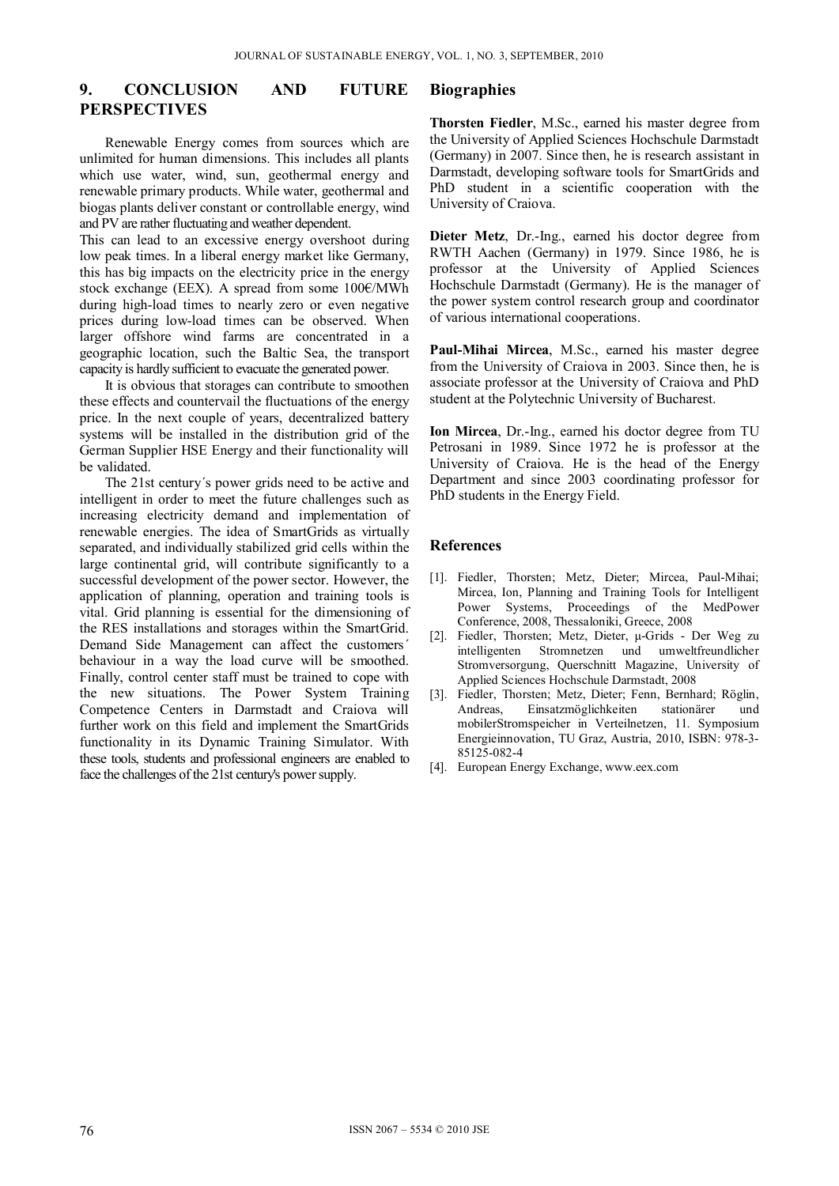## 9. CONCLUSION AND FUTURE PERSPECTIVES

Renewable Energy comes from sources which are unlimited for human dimensions. This includes all plants which use water, wind, sun, geothermal energy and renewable primary products. While water, geothermal and biogas plants deliver constant or controllable energy, wind and PV are rather fluctuating and weather dependent.

This can lead to an excessive energy overshoot during low peak times. In a liberal energy market like Germany, this has big impacts on the electricity price in the energy stock exchange (EEX). A spread from some 100€/MWh during high-load times to nearly zero or even negative prices during low-load times can be observed. When larger offshore wind farms are concentrated in a geographic location, such the Baltic Sea, the transport capacity is hardly sufficient to evacuate the generated power.

It is obvious that storages can contribute to smoothen these effects and countervail the fluctuations of the energy price. In the next couple of years, decentralized battery systems will be installed in the distribution grid of the German Supplier HSE Energy and their functionality will be validated.

The 21st century´s power grids need to be active and intelligent in order to meet the future challenges such as increasing electricity demand and implementation of renewable energies. The idea of SmartGrids as virtually separated, and individually stabilized grid cells within the large continental grid, will contribute significantly to a successful development of the power sector. However, the application of planning, operation and training tools is vital. Grid planning is essential for the dimensioning of the RES installations and storages within the SmartGrid. Demand Side Management can affect the customers´ behaviour in a way the load curve will be smoothed. Finally, control center staff must be trained to cope with the new situations. The Power System Training Competence Centers in Darmstadt and Craiova will further work on this field and implement the SmartGrids functionality in its Dynamic Training Simulator. With these tools, students and professional engineers are enabled to face the challenges of the 21st century's power supply.

## Biographies

**Thorsten Fiedler**, M.Sc., earned his master degree from the University of Applied Sciences Hochschule Darmstadt (Germany) in 2007. Since then, he is research assistant in Darmstadt, developing software tools for SmartGrids and PhD student in a scientific cooperation with the University of Craiova.

**Dieter Metz**, Dr.-Ing., earned his doctor degree from RWTH Aachen (Germany) in 1979. Since 1986, he is professor at the University of Applied Sciences Hochschule Darmstadt (Germany). He is the manager of the power system control research group and coordinator of various international cooperations.

**Paul-Mihai Mircea**, M.Sc., earned his master degree from the University of Craiova in 2003. Since then, he is associate professor at the University of Craiova and PhD student at the Polytechnic University of Bucharest.

**Ion Mircea**, Dr.-Ing., earned his doctor degree from TU Petrosani in 1989. Since 1972 he is professor at the University of Craiova. He is the head of the Energy Department and since 2003 coordinating professor for PhD students in the Energy Field.

## References

[1]. Fiedler, Thorsten; Metz, Dieter; Mircea, Paul-Mihai; Mircea, Ion, Planning and Training Tools for Intelligent Power Systems, Proceedings of the MedPower Conference, 2008, Thessaloniki, Greece, 2008

[2]. Fiedler, Thorsten; Metz, Dieter, µ-Grids - Der Weg zu intelligenten Stromnetzen und umweltfreundlicher Stromversorgung, Querschnitt Magazine, University of Applied Sciences Hochschule Darmstadt, 2008

[3]. Fiedler, Thorsten; Metz, Dieter; Fenn, Bernhard; Röglin, Andreas, Einsatzmöglichkeiten stationärer und mobilerStromspeicher in Verteilnetzen, 11. Symposium Energieinnovation, TU Graz, Austria, 2010, ISBN: 978-3-85125-082-4

[4]. European Energy Exchange, www.eex.com